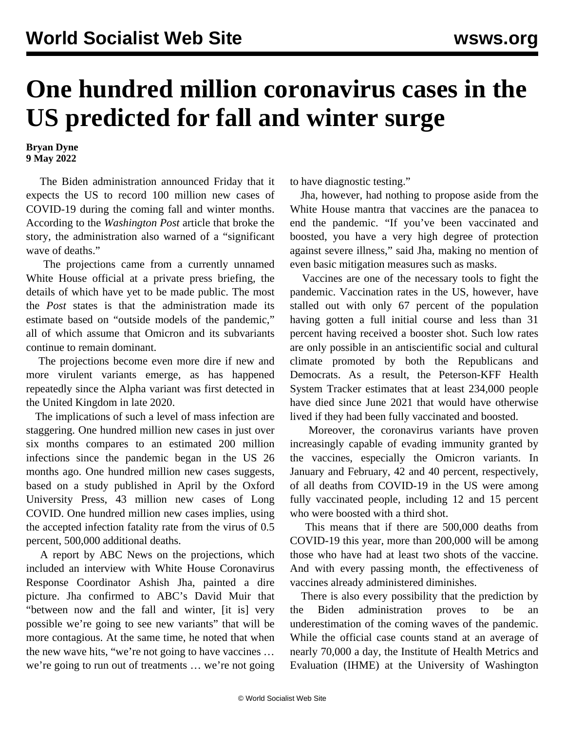# One hundred million coronavirus cases in the US predicted for fall and winter surge

**Bryan Dyne**
**9 May 2022**

The Biden administration announced Friday that it expects the US to record 100 million new cases of COVID-19 during the coming fall and winter months. According to the *Washington Post* article that broke the story, the administration also warned of a "significant wave of deaths."

The projections came from a currently unnamed White House official at a private press briefing, the details of which have yet to be made public. The most the *Post* states is that the administration made its estimate based on "outside models of the pandemic," all of which assume that Omicron and its subvariants continue to remain dominant.

The projections become even more dire if new and more virulent variants emerge, as has happened repeatedly since the Alpha variant was first detected in the United Kingdom in late 2020.

The implications of such a level of mass infection are staggering. One hundred million new cases in just over six months compares to an estimated 200 million infections since the pandemic began in the US 26 months ago. One hundred million new cases suggests, based on a study published in April by the Oxford University Press, 43 million new cases of Long COVID. One hundred million new cases implies, using the accepted infection fatality rate from the virus of 0.5 percent, 500,000 additional deaths.

A report by ABC News on the projections, which included an interview with White House Coronavirus Response Coordinator Ashish Jha, painted a dire picture. Jha confirmed to ABC's David Muir that "between now and the fall and winter, [it is] very possible we're going to see new variants" that will be more contagious. At the same time, he noted that when the new wave hits, "we're not going to have vaccines … we're going to run out of treatments … we're not going to have diagnostic testing."

Jha, however, had nothing to propose aside from the White House mantra that vaccines are the panacea to end the pandemic. "If you've been vaccinated and boosted, you have a very high degree of protection against severe illness," said Jha, making no mention of even basic mitigation measures such as masks.

Vaccines are one of the necessary tools to fight the pandemic. Vaccination rates in the US, however, have stalled out with only 67 percent of the population having gotten a full initial course and less than 31 percent having received a booster shot. Such low rates are only possible in an antiscientific social and cultural climate promoted by both the Republicans and Democrats. As a result, the Peterson-KFF Health System Tracker estimates that at least 234,000 people have died since June 2021 that would have otherwise lived if they had been fully vaccinated and boosted.

Moreover, the coronavirus variants have proven increasingly capable of evading immunity granted by the vaccines, especially the Omicron variants. In January and February, 42 and 40 percent, respectively, of all deaths from COVID-19 in the US were among fully vaccinated people, including 12 and 15 percent who were boosted with a third shot.

This means that if there are 500,000 deaths from COVID-19 this year, more than 200,000 will be among those who have had at least two shots of the vaccine. And with every passing month, the effectiveness of vaccines already administered diminishes.

There is also every possibility that the prediction by the Biden administration proves to be an underestimation of the coming waves of the pandemic. While the official case counts stand at an average of nearly 70,000 a day, the Institute of Health Metrics and Evaluation (IHME) at the University of Washington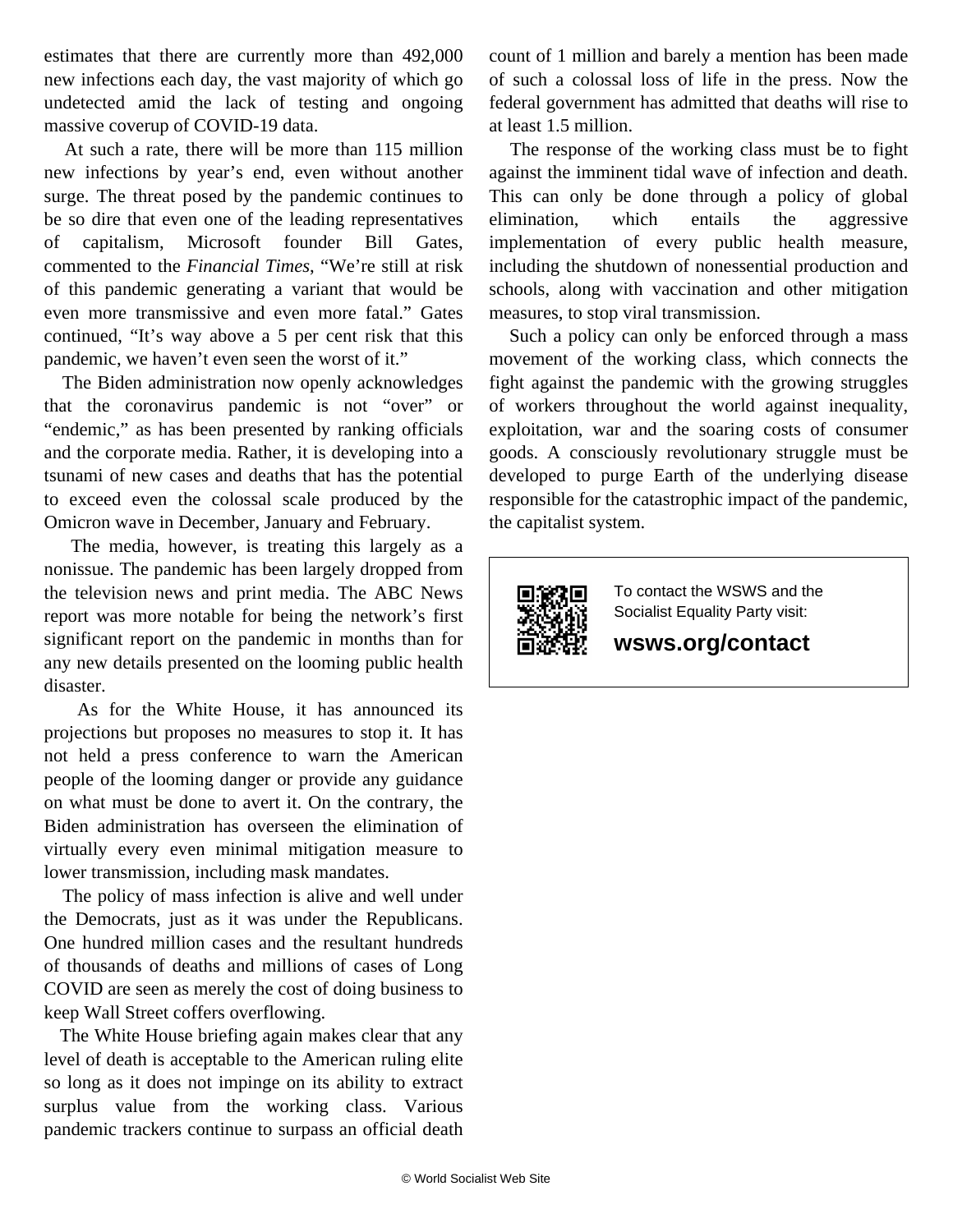estimates that there are currently more than 492,000 new infections each day, the vast majority of which go undetected amid the lack of testing and ongoing massive coverup of COVID-19 data.

At such a rate, there will be more than 115 million new infections by year's end, even without another surge. The threat posed by the pandemic continues to be so dire that even one of the leading representatives of capitalism, Microsoft founder Bill Gates, commented to the *Financial Times*, "We're still at risk of this pandemic generating a variant that would be even more transmissive and even more fatal." Gates continued, "It's way above a 5 per cent risk that this pandemic, we haven't even seen the worst of it."

The Biden administration now openly acknowledges that the coronavirus pandemic is not "over" or "endemic," as has been presented by ranking officials and the corporate media. Rather, it is developing into a tsunami of new cases and deaths that has the potential to exceed even the colossal scale produced by the Omicron wave in December, January and February.

The media, however, is treating this largely as a nonissue. The pandemic has been largely dropped from the television news and print media. The ABC News report was more notable for being the network's first significant report on the pandemic in months than for any new details presented on the looming public health disaster.

As for the White House, it has announced its projections but proposes no measures to stop it. It has not held a press conference to warn the American people of the looming danger or provide any guidance on what must be done to avert it. On the contrary, the Biden administration has overseen the elimination of virtually every even minimal mitigation measure to lower transmission, including mask mandates.

The policy of mass infection is alive and well under the Democrats, just as it was under the Republicans. One hundred million cases and the resultant hundreds of thousands of deaths and millions of cases of Long COVID are seen as merely the cost of doing business to keep Wall Street coffers overflowing.

The White House briefing again makes clear that any level of death is acceptable to the American ruling elite so long as it does not impinge on its ability to extract surplus value from the working class. Various pandemic trackers continue to surpass an official death count of 1 million and barely a mention has been made of such a colossal loss of life in the press. Now the federal government has admitted that deaths will rise to at least 1.5 million.

The response of the working class must be to fight against the imminent tidal wave of infection and death. This can only be done through a policy of global elimination, which entails the aggressive implementation of every public health measure, including the shutdown of nonessential production and schools, along with vaccination and other mitigation measures, to stop viral transmission.

Such a policy can only be enforced through a mass movement of the working class, which connects the fight against the pandemic with the growing struggles of workers throughout the world against inequality, exploitation, war and the soaring costs of consumer goods. A consciously revolutionary struggle must be developed to purge Earth of the underlying disease responsible for the catastrophic impact of the pandemic, the capitalist system.

To contact the WSWS and the Socialist Equality Party visit:

**wsws.org/contact**